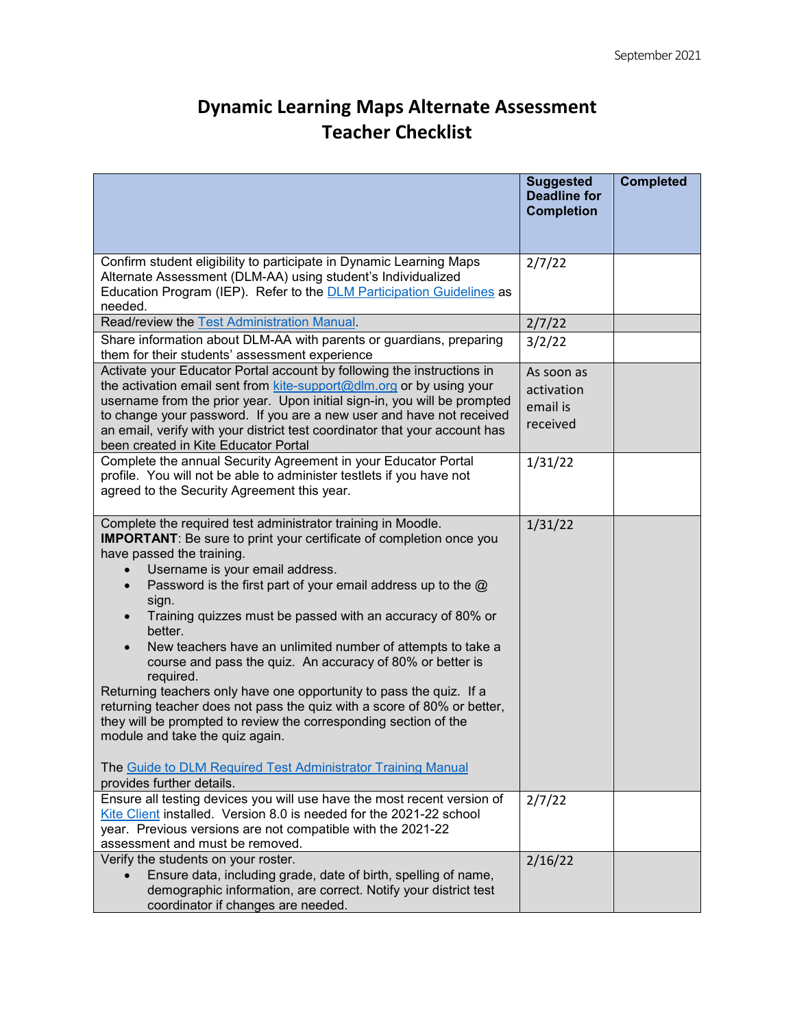September 2021

# Dynamic Learning Maps Alternate Assessment Teacher Checklist

| | Suggested Deadline for Completion | Completed |
|---|---|---|
| Confirm student eligibility to participate in Dynamic Learning Maps Alternate Assessment (DLM-AA) using student's Individualized Education Program (IEP). Refer to the DLM Participation Guidelines as needed. | 2/7/22 | |
| Read/review the Test Administration Manual. | 2/7/22 | |
| Share information about DLM-AA with parents or guardians, preparing them for their students' assessment experience | 3/2/22 | |
| Activate your Educator Portal account by following the instructions in the activation email sent from kite-support@dlm.org or by using your username from the prior year. Upon initial sign-in, you will be prompted to change your password. If you are a new user and have not received an email, verify with your district test coordinator that your account has been created in Kite Educator Portal | As soon as activation email is received | |
| Complete the annual Security Agreement in your Educator Portal profile. You will not be able to administer testlets if you have not agreed to the Security Agreement this year. | 1/31/22 | |
| Complete the required test administrator training in Moodle. **IMPORTANT**: Be sure to print your certificate of completion once you have passed the training. <br>• Username is your email address. <br>• Password is the first part of your email address up to the @ sign. <br>• Training quizzes must be passed with an accuracy of 80% or better. <br>• New teachers have an unlimited number of attempts to take a course and pass the quiz. An accuracy of 80% or better is required. <br>Returning teachers only have one opportunity to pass the quiz. If a returning teacher does not pass the quiz with a score of 80% or better, they will be prompted to review the corresponding section of the module and take the quiz again. <br><br>The Guide to DLM Required Test Administrator Training Manual provides further details. | 1/31/22 | |
| Ensure all testing devices you will use have the most recent version of Kite Client installed. Version 8.0 is needed for the 2021-22 school year. Previous versions are not compatible with the 2021-22 assessment and must be removed. | 2/7/22 | |
| Verify the students on your roster. <br>• Ensure data, including grade, date of birth, spelling of name, demographic information, are correct. Notify your district test coordinator if changes are needed. | 2/16/22 | |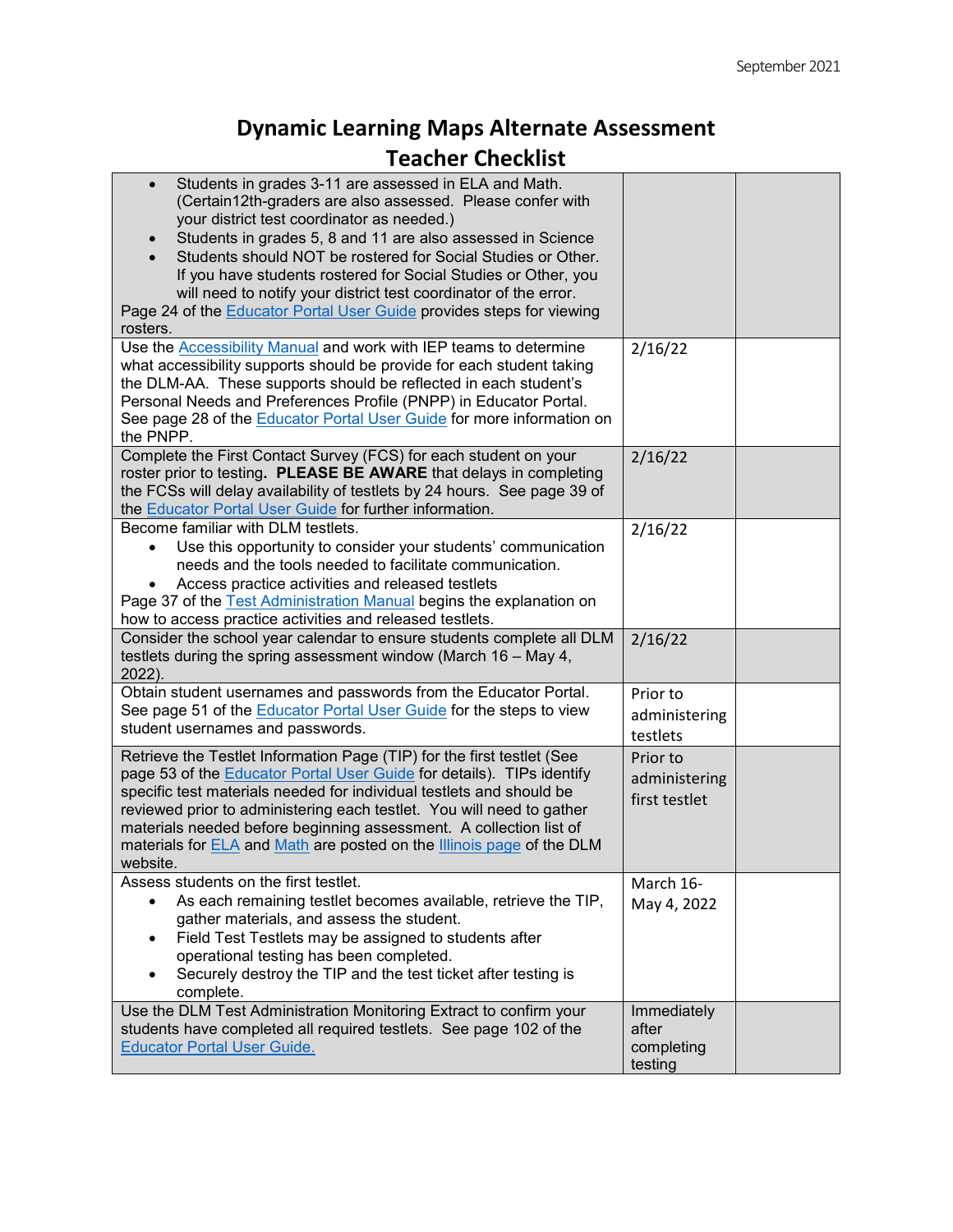# Dynamic Learning Maps Alternate Assessment Teacher Checklist

| | | |
|---|---|---|
| • Students in grades 3-11 are assessed in ELA and Math. (Certain12th-graders are also assessed. Please confer with your district test coordinator as needed.)<br>• Students in grades 5, 8 and 11 are also assessed in Science<br>• Students should NOT be rostered for Social Studies or Other. If you have students rostered for Social Studies or Other, you will need to notify your district test coordinator of the error.<br>Page 24 of the Educator Portal User Guide provides steps for viewing rosters. | | |
| Use the Accessibility Manual and work with IEP teams to determine what accessibility supports should be provide for each student taking the DLM-AA. These supports should be reflected in each student's Personal Needs and Preferences Profile (PNPP) in Educator Portal. See page 28 of the Educator Portal User Guide for more information on the PNPP. | 2/16/22 | |
| Complete the First Contact Survey (FCS) for each student on your roster prior to testing. **PLEASE BE AWARE** that delays in completing the FCSs will delay availability of testlets by 24 hours. See page 39 of the Educator Portal User Guide for further information. | 2/16/22 | |
| Become familiar with DLM testlets.<br>• Use this opportunity to consider your students' communication needs and the tools needed to facilitate communication.<br>• Access practice activities and released testlets<br>Page 37 of the Test Administration Manual begins the explanation on how to access practice activities and released testlets. | 2/16/22 | |
| Consider the school year calendar to ensure students complete all DLM testlets during the spring assessment window (March 16 – May 4, 2022). | 2/16/22 | |
| Obtain student usernames and passwords from the Educator Portal. See page 51 of the Educator Portal User Guide for the steps to view student usernames and passwords. | Prior to administering testlets | |
| Retrieve the Testlet Information Page (TIP) for the first testlet (See page 53 of the Educator Portal User Guide for details). TIPs identify specific test materials needed for individual testlets and should be reviewed prior to administering each testlet. You will need to gather materials needed before beginning assessment. A collection list of materials for ELA and Math are posted on the Illinois page of the DLM website. | Prior to administering first testlet | |
| Assess students on the first testlet.<br>• As each remaining testlet becomes available, retrieve the TIP, gather materials, and assess the student.<br>• Field Test Testlets may be assigned to students after operational testing has been completed.<br>• Securely destroy the TIP and the test ticket after testing is complete. | March 16-May 4, 2022 | |
| Use the DLM Test Administration Monitoring Extract to confirm your students have completed all required testlets. See page 102 of the Educator Portal User Guide. | Immediately after completing testing | |